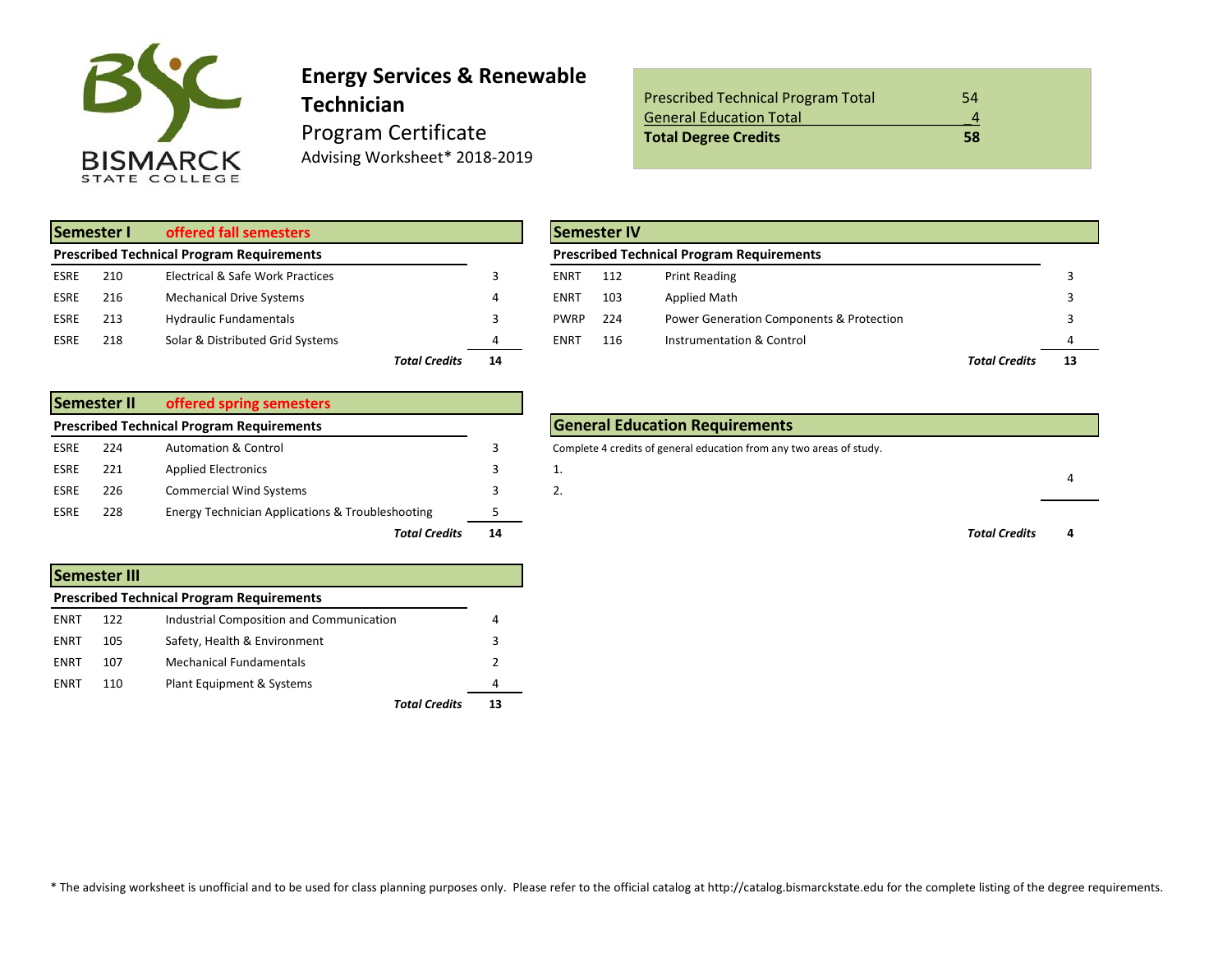BISMARCK STATE COLLEGE

# Energy Services & Renewable Technician

Program Certificate

Advising Worksheet* 2018-2019

| | |
|---|---|
| Prescribed Technical Program Total | 54 |
| General Education Total | 4 |
| **Total Degree Credits** | **58** |

## Semester I offered fall semesters

| Prescribed Technical Program Requirements | | | |
|---|---|---|---|
| ESRE | 210 | Electrical & Safe Work Practices | 3 |
| ESRE | 216 | Mechanical Drive Systems | 4 |
| ESRE | 213 | Hydraulic Fundamentals | 3 |
| ESRE | 218 | Solar & Distributed Grid Systems | 4 |
| | | ***Total Credits*** | **14** |

## Semester II offered spring semesters

| Prescribed Technical Program Requirements | | | |
|---|---|---|---|
| ESRE | 224 | Automation & Control | 3 |
| ESRE | 221 | Applied Electronics | 3 |
| ESRE | 226 | Commercial Wind Systems | 3 |
| ESRE | 228 | Energy Technician Applications & Troubleshooting | 5 |
| | | ***Total Credits*** | **14** |

## Semester III

| Prescribed Technical Program Requirements | | | |
|---|---|---|---|
| ENRT | 122 | Industrial Composition and Communication | 4 |
| ENRT | 105 | Safety, Health & Environment | 3 |
| ENRT | 107 | Mechanical Fundamentals | 2 |
| ENRT | 110 | Plant Equipment & Systems | 4 |
| | | ***Total Credits*** | **13** |

## Semester IV

| Prescribed Technical Program Requirements | | | |
|---|---|---|---|
| ENRT | 112 | Print Reading | 3 |
| ENRT | 103 | Applied Math | 3 |
| PWRP | 224 | Power Generation Components & Protection | 3 |
| ENRT | 116 | Instrumentation & Control | 4 |
| | | ***Total Credits*** | **13** |

## General Education Requirements

Complete 4 credits of general education from any two areas of study.

| | |
|---|---|
| 1. | 4 |
| 2. | |
| ***Total Credits*** | **4** |

\* The advising worksheet is unofficial and to be used for class planning purposes only. Please refer to the official catalog at http://catalog.bismarckstate.edu for the complete listing of the degree requirements.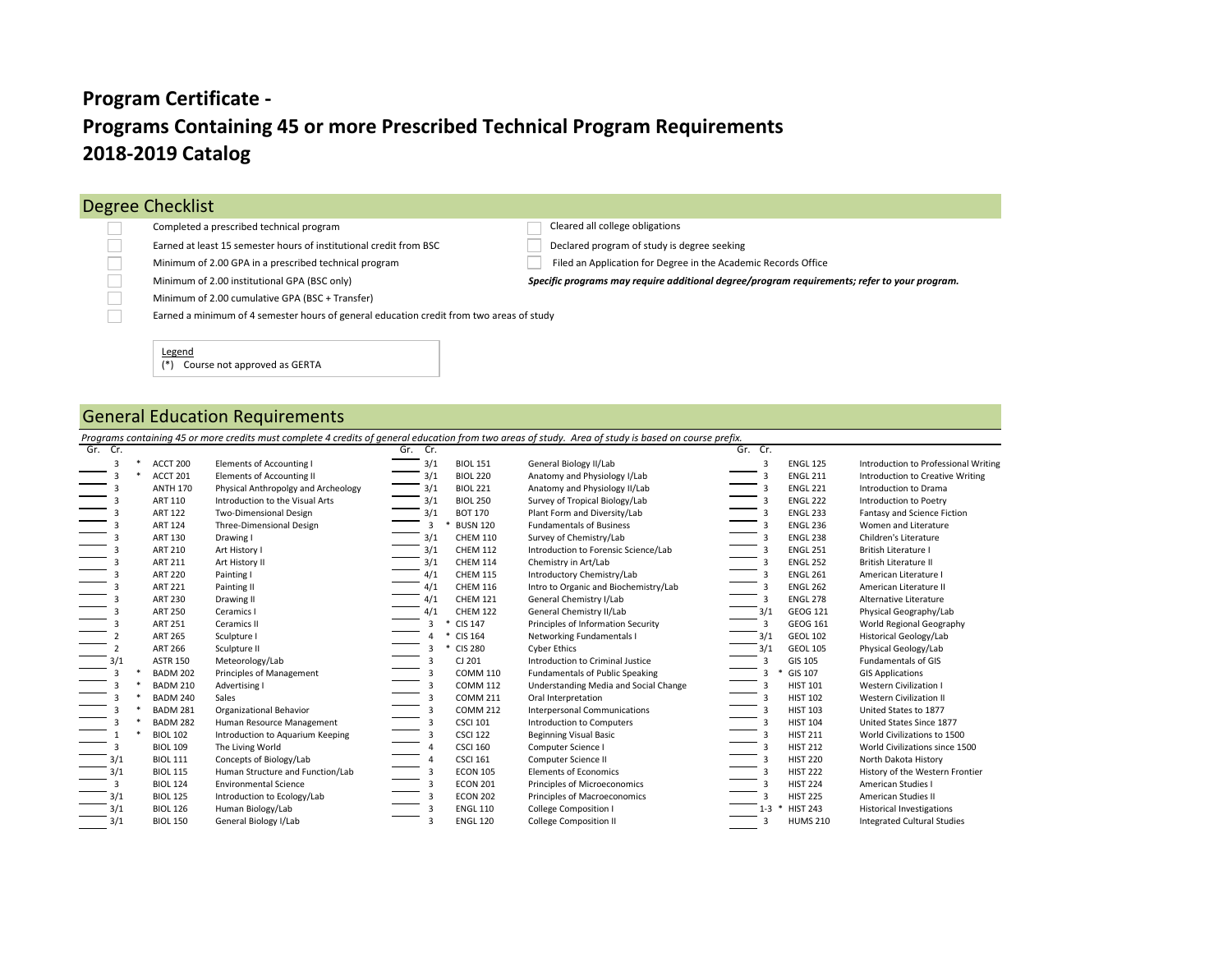# Program Certificate -

# Programs Containing 45 or more Prescribed Technical Program Requirements

# 2018-2019 Catalog

## Degree Checklist

- ☐ Completed a prescribed technical program
- ☐ Earned at least 15 semester hours of institutional credit from BSC
- ☐ Minimum of 2.00 GPA in a prescribed technical program
- ☐ Minimum of 2.00 institutional GPA (BSC only)
- ☐ Minimum of 2.00 cumulative GPA (BSC + Transfer)
- ☐ Earned a minimum of 4 semester hours of general education credit from two areas of study
- ☐ Cleared all college obligations
- ☐ Declared program of study is degree seeking
- ☐ Filed an Application for Degree in the Academic Records Office

***Specific programs may require additional degree/program requirements; refer to your program.***

Legend
(*) Course not approved as GERTA

## General Education Requirements

*Programs containing 45 or more credits must complete 4 credits of general education from two areas of study. Area of study is based on course prefix.*

| Gr. | Cr. | | Course | Title |
|---|---|---|---|---|
| | 3 | * | ACCT 200 | Elements of Accounting I |
| | 3 | * | ACCT 201 | Elements of Accounting II |
| | 3 | | ANTH 170 | Physical Anthropology and Archeology |
| | 3 | | ART 110 | Introduction to the Visual Arts |
| | 3 | | ART 122 | Two-Dimensional Design |
| | 3 | | ART 124 | Three-Dimensional Design |
| | 3 | | ART 130 | Drawing I |
| | 3 | | ART 210 | Art History I |
| | 3 | | ART 211 | Art History II |
| | 3 | | ART 220 | Painting I |
| | 3 | | ART 221 | Painting II |
| | 3 | | ART 230 | Drawing II |
| | 3 | | ART 250 | Ceramics I |
| | 3 | | ART 251 | Ceramics II |
| | 2 | | ART 265 | Sculpture I |
| | 2 | | ART 266 | Sculpture II |
| | 3/1 | | ASTR 150 | Meteorology/Lab |
| | 3 | * | BADM 202 | Principles of Management |
| | 3 | * | BADM 210 | Advertising I |
| | 3 | * | BADM 240 | Sales |
| | 3 | * | BADM 281 | Organizational Behavior |
| | 3 | * | BADM 282 | Human Resource Management |
| | 1 | * | BIOL 102 | Introduction to Aquarium Keeping |
| | 3 | | BIOL 109 | The Living World |
| | 3/1 | | BIOL 111 | Concepts of Biology/Lab |
| | 3/1 | | BIOL 115 | Human Structure and Function/Lab |
| | 3 | | BIOL 124 | Environmental Science |
| | 3/1 | | BIOL 125 | Introduction to Ecology/Lab |
| | 3/1 | | BIOL 126 | Human Biology/Lab |
| | 3/1 | | BIOL 150 | General Biology I/Lab |
| | 3/1 | | BIOL 151 | General Biology II/Lab |
| | 3/1 | | BIOL 220 | Anatomy and Physiology I/Lab |
| | 3/1 | | BIOL 221 | Anatomy and Physiology II/Lab |
| | 3/1 | | BIOL 250 | Survey of Tropical Biology/Lab |
| | 3/1 | | BOT 170 | Plant Form and Diversity/Lab |
| | 3 | * | BUSN 120 | Fundamentals of Business |
| | 3/1 | | CHEM 110 | Survey of Chemistry/Lab |
| | 3/1 | | CHEM 112 | Introduction to Forensic Science/Lab |
| | 3/1 | | CHEM 114 | Chemistry in Art/Lab |
| | 4/1 | | CHEM 115 | Introductory Chemistry/Lab |
| | 4/1 | | CHEM 116 | Intro to Organic and Biochemistry/Lab |
| | 4/1 | | CHEM 121 | General Chemistry I/Lab |
| | 4/1 | | CHEM 122 | General Chemistry II/Lab |
| | 3 | * | CIS 147 | Principles of Information Security |
| | 4 | * | CIS 164 | Networking Fundamentals I |
| | 3 | * | CIS 280 | Cyber Ethics |
| | 3 | | CJ 201 | Introduction to Criminal Justice |
| | 3 | | COMM 110 | Fundamentals of Public Speaking |
| | 3 | | COMM 112 | Understanding Media and Social Change |
| | 3 | | COMM 211 | Oral Interpretation |
| | 3 | | COMM 212 | Interpersonal Communications |
| | 3 | | CSCI 101 | Introduction to Computers |
| | 3 | | CSCI 122 | Beginning Visual Basic |
| | 4 | | CSCI 160 | Computer Science I |
| | 4 | | CSCI 161 | Computer Science II |
| | 3 | | ECON 105 | Elements of Economics |
| | 3 | | ECON 201 | Principles of Microeconomics |
| | 3 | | ECON 202 | Principles of Macroeconomics |
| | 3 | | ENGL 110 | College Composition I |
| | 3 | | ENGL 120 | College Composition II |
| | 3 | | ENGL 125 | Introduction to Professional Writing |
| | 3 | | ENGL 211 | Introduction to Creative Writing |
| | 3 | | ENGL 221 | Introduction to Drama |
| | 3 | | ENGL 222 | Introduction to Poetry |
| | 3 | | ENGL 233 | Fantasy and Science Fiction |
| | 3 | | ENGL 236 | Women and Literature |
| | 3 | | ENGL 238 | Children's Literature |
| | 3 | | ENGL 251 | British Literature I |
| | 3 | | ENGL 252 | British Literature II |
| | 3 | | ENGL 261 | American Literature I |
| | 3 | | ENGL 262 | American Literature II |
| | 3 | | ENGL 278 | Alternative Literature |
| | 3/1 | | GEOG 121 | Physical Geography/Lab |
| | 3 | | GEOG 161 | World Regional Geography |
| | 3/1 | | GEOL 102 | Historical Geology/Lab |
| | 3/1 | | GEOL 105 | Physical Geology/Lab |
| | 3 | | GIS 105 | Fundamentals of GIS |
| | 3 | * | GIS 107 | GIS Applications |
| | 3 | | HIST 101 | Western Civilization I |
| | 3 | | HIST 102 | Western Civilization II |
| | 3 | | HIST 103 | United States to 1877 |
| | 3 | | HIST 104 | United States Since 1877 |
| | 3 | | HIST 211 | World Civilizations to 1500 |
| | 3 | | HIST 212 | World Civilizations since 1500 |
| | 3 | | HIST 220 | North Dakota History |
| | 3 | | HIST 222 | History of the Western Frontier |
| | 3 | | HIST 224 | American Studies I |
| | 3 | | HIST 225 | American Studies II |
| | 1-3 | * | HIST 243 | Historical Investigations |
| | 3 | | HUMS 210 | Integrated Cultural Studies |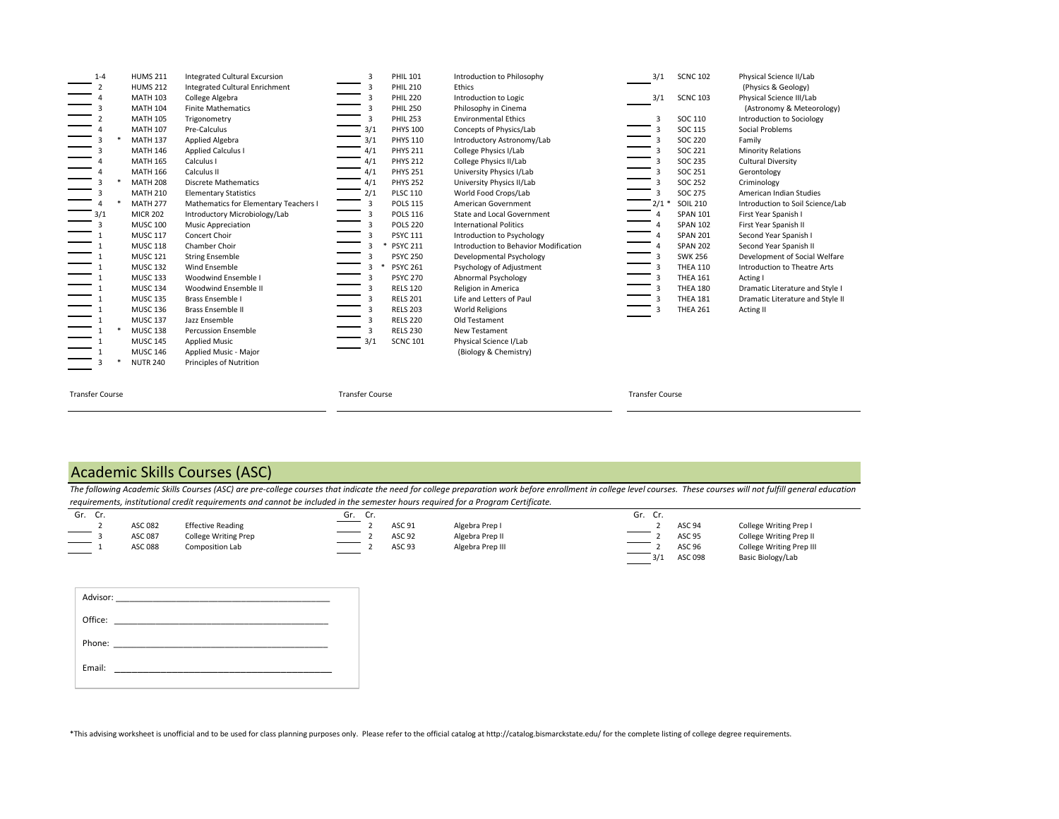| Gr. | Cr. | | Course | Title |
|---|---|---|---|---|
| | 1-4 | | HUMS 211 | Integrated Cultural Excursion |
| | 2 | | HUMS 212 | Integrated Cultural Enrichment |
| | 4 | | MATH 103 | College Algebra |
| | 3 | | MATH 104 | Finite Mathematics |
| | 2 | | MATH 105 | Trigonometry |
| | 4 | | MATH 107 | Pre-Calculus |
| | 3 | * | MATH 137 | Applied Algebra |
| | 3 | | MATH 146 | Applied Calculus I |
| | 4 | | MATH 165 | Calculus I |
| | 4 | | MATH 166 | Calculus II |
| | 3 | * | MATH 208 | Discrete Mathematics |
| | 3 | | MATH 210 | Elementary Statistics |
| | 4 | * | MATH 277 | Mathematics for Elementary Teachers I |
| | 3/1 | | MICR 202 | Introductory Microbiology/Lab |
| | 3 | | MUSC 100 | Music Appreciation |
| | 1 | | MUSC 117 | Concert Choir |
| | 1 | | MUSC 118 | Chamber Choir |
| | 1 | | MUSC 121 | String Ensemble |
| | 1 | | MUSC 132 | Wind Ensemble |
| | 1 | | MUSC 133 | Woodwind Ensemble I |
| | 1 | | MUSC 134 | Woodwind Ensemble II |
| | 1 | | MUSC 135 | Brass Ensemble I |
| | 1 | | MUSC 136 | Brass Ensemble II |
| | 1 | | MUSC 137 | Jazz Ensemble |
| | 1 | * | MUSC 138 | Percussion Ensemble |
| | 1 | | MUSC 145 | Applied Music |
| | 1 | | MUSC 146 | Applied Music - Major |
| | 3 | * | NUTR 240 | Principles of Nutrition |
| | 3 | | PHIL 101 | Introduction to Philosophy |
| | 3 | | PHIL 210 | Ethics |
| | 3 | | PHIL 220 | Introduction to Logic |
| | 3 | | PHIL 250 | Philosophy in Cinema |
| | 3 | | PHIL 253 | Environmental Ethics |
| | 3/1 | | PHYS 100 | Concepts of Physics/Lab |
| | 3/1 | | PHYS 110 | Introductory Astronomy/Lab |
| | 4/1 | | PHYS 211 | College Physics I/Lab |
| | 4/1 | | PHYS 212 | College Physics II/Lab |
| | 4/1 | | PHYS 251 | University Physics I/Lab |
| | 4/1 | | PHYS 252 | University Physics II/Lab |
| | 2/1 | | PLSC 110 | World Food Crops/Lab |
| | 3 | | POLS 115 | American Government |
| | 3 | | POLS 116 | State and Local Government |
| | 3 | | POLS 220 | International Politics |
| | 3 | | PSYC 111 | Introduction to Psychology |
| | 3 | * | PSYC 211 | Introduction to Behavior Modification |
| | 3 | | PSYC 250 | Developmental Psychology |
| | 3 | * | PSYC 261 | Psychology of Adjustment |
| | 3 | | PSYC 270 | Abnormal Psychology |
| | 3 | | RELS 120 | Religion in America |
| | 3 | | RELS 201 | Life and Letters of Paul |
| | 3 | | RELS 203 | World Religions |
| | 3 | | RELS 220 | Old Testament |
| | 3 | | RELS 230 | New Testament |
| | 3/1 | | SCNC 101 | Physical Science I/Lab (Biology & Chemistry) |
| | 3/1 | | SCNC 102 | Physical Science II/Lab (Physics & Geology) |
| | 3/1 | | SCNC 103 | Physical Science III/Lab (Astronomy & Meteorology) |
| | 3 | | SOC 110 | Introduction to Sociology |
| | 3 | | SOC 115 | Social Problems |
| | 3 | | SOC 220 | Family |
| | 3 | | SOC 221 | Minority Relations |
| | 3 | | SOC 235 | Cultural Diversity |
| | 3 | | SOC 251 | Gerontology |
| | 3 | | SOC 252 | Criminology |
| | 3 | | SOC 275 | American Indian Studies |
| | 2/1 | * | SOIL 210 | Introduction to Soil Science/Lab |
| | 4 | | SPAN 101 | First Year Spanish I |
| | 4 | | SPAN 102 | First Year Spanish II |
| | 4 | | SPAN 201 | Second Year Spanish I |
| | 4 | | SPAN 202 | Second Year Spanish II |
| | 3 | | SWK 256 | Development of Social Welfare |
| | 3 | | THEA 110 | Introduction to Theatre Arts |
| | 3 | | THEA 161 | Acting I |
| | 3 | | THEA 180 | Dramatic Literature and Style I |
| | 3 | | THEA 181 | Dramatic Literature and Style II |
| | 3 | | THEA 261 | Acting II |

Transfer Course ____________________

Transfer Course ____________________

Transfer Course ____________________

## Academic Skills Courses (ASC)

*The following Academic Skills Courses (ASC) are pre-college courses that indicate the need for college preparation work before enrollment in college level courses. These courses will not fulfill general education requirements, institutional credit requirements and cannot be included in the semester hours required for a Program Certificate.*

| Gr. | Cr. | Course | Title |
|---|---|---|---|
| | 2 | ASC 082 | Effective Reading |
| | 3 | ASC 087 | College Writing Prep |
| | 1 | ASC 088 | Composition Lab |
| | 2 | ASC 91 | Algebra Prep I |
| | 2 | ASC 92 | Algebra Prep II |
| | 2 | ASC 93 | Algebra Prep III |
| | 2 | ASC 94 | College Writing Prep I |
| | 2 | ASC 95 | College Writing Prep II |
| | 2 | ASC 96 | College Writing Prep III |
| | 3/1 | ASC 098 | Basic Biology/Lab |

Advisor: ____________________

Office: ____________________

Phone: ____________________

Email: ____________________

*This advising worksheet is unofficial and to be used for class planning purposes only. Please refer to the official catalog at http://catalog.bismarckstate.edu/ for the complete listing of college degree requirements.